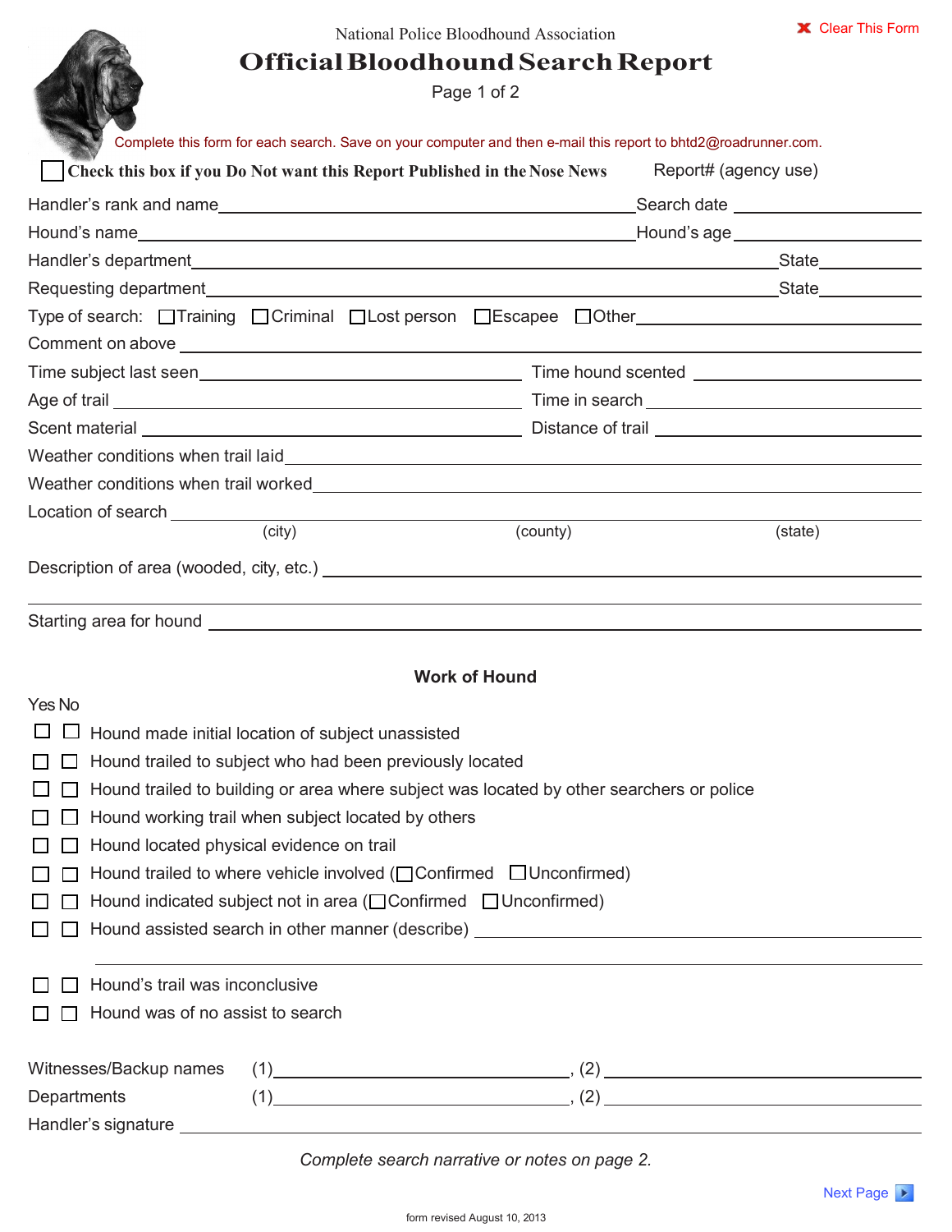National Police Bloodhound Association

# Official Bloodhound Search Report

Page 1 of 2

Clear This Form

Complete this form for each search. Save on your computer and then e-mail this report to bhtd2@roadrunner.com.

☐ **Check this box if you Do Not want this Report Published in the Nose News**

Report# (agency use)

Handler's rank and name ____________________ Search date ____________

Hound's name ____________________ Hound's age ____________

Handler's department ____________________ State ____________

Requesting department ____________________ State ____________

Type of search: ☐ Training ☐ Criminal ☐ Lost person ☐ Escapee ☐ Other ____________

Comment on above ____________________

Time subject last seen ____________________ Time hound scented ____________

Age of trail ____________________ Time in search ____________

Scent material ____________________ Distance of trail ____________

Weather conditions when trail laid ____________________

Weather conditions when trail worked ____________________

Location of search ____________________
(city) (county) (state)

Description of area (wooded, city, etc.) ____________________

Starting area for hound ____________________

## Work of Hound

| Yes | No | |
|---|---|---|
| ☐ | ☐ | Hound made initial location of subject unassisted |
| ☐ | ☐ | Hound trailed to subject who had been previously located |
| ☐ | ☐ | Hound trailed to building or area where subject was located by other searchers or police |
| ☐ | ☐ | Hound working trail when subject located by others |
| ☐ | ☐ | Hound located physical evidence on trail |
| ☐ | ☐ | Hound trailed to where vehicle involved (☐ Confirmed ☐ Unconfirmed) |
| ☐ | ☐ | Hound indicated subject not in area (☐ Confirmed ☐ Unconfirmed) |
| ☐ | ☐ | Hound assisted search in other manner (describe) ____________ |
| ☐ | ☐ | Hound's trail was inconclusive |
| ☐ | ☐ | Hound was of no assist to search |

Witnesses/Backup names (1) ____________, (2) ____________

Departments (1) ____________, (2) ____________

Handler's signature ____________________

*Complete search narrative or notes on page 2.*

Next Page

form revised August 10, 2013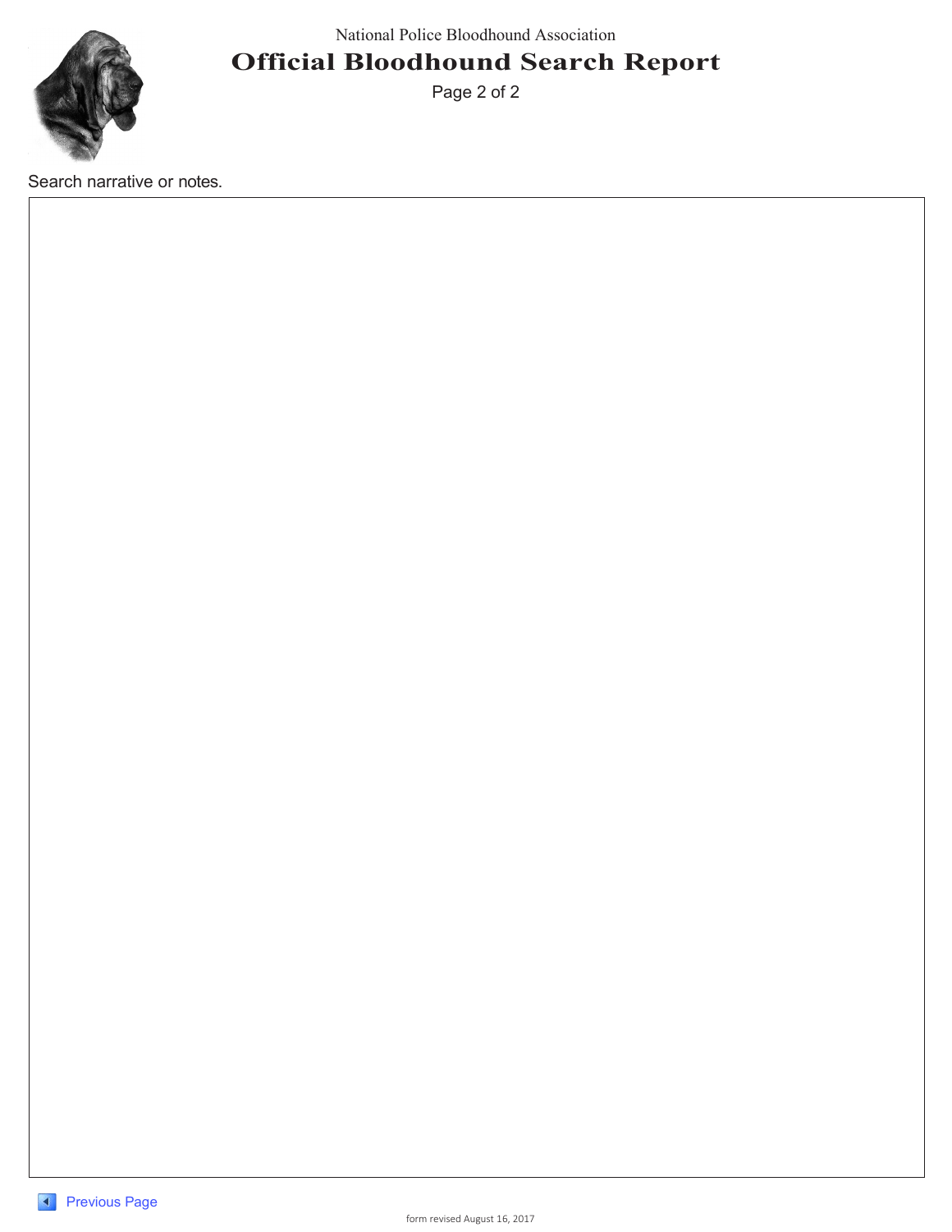National Police Bloodhound Association

# Official Bloodhound Search Report

Search narrative or notes.

Previous Page

form revised August 16, 2017